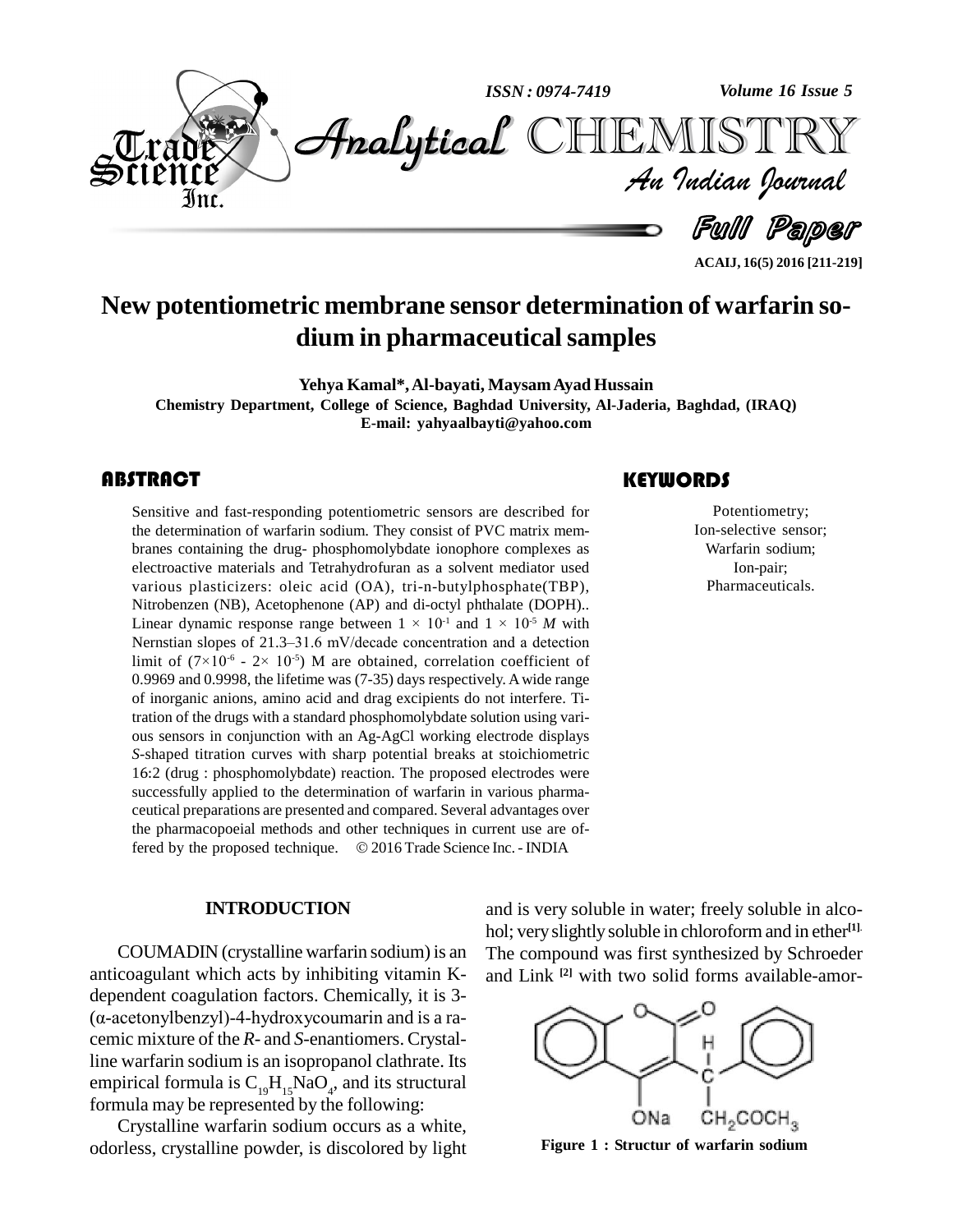# New potentiometric membrane sensor determination of warfarin sodium in pharmaceutical samples

**Yehya Kamal\*, Al-bayati, Maysam Ayad Hussain**

**Chemistry Department, College of Science, Baghdad University, Al-Jaderia, Baghdad, (IRAQ)**

**E-mail: yahyaalbayti@yahoo.com**

## ABSTRACT

Sensitive and fast-responding potentiometric sensors are described for the determination of warfarin sodium. They consist of PVC matrix membranes containing the drug- phosphomolybdate ionophore complexes as electroactive materials and Tetrahydrofuran as a solvent mediator used various plasticizers: oleic acid (OA), tri-n-butylphosphate(TBP), Nitrobenzen (NB), Acetophenone (AP) and di-octyl phthalate (DOPH).. Linear dynamic response range between $1 \times 10^{-1}$ and $1 \times 10^{-5}$ *M* with Nernstian slopes of 21.3–31.6 mV/decade concentration and a detection limit of ($7\times10^{-6}$ - $2\times 10^{-5}$) M are obtained, correlation coefficient of 0.9969 and 0.9998, the lifetime was (7-35) days respectively. A wide range of inorganic anions, amino acid and drag excipients do not interfere. Titration of the drugs with a standard phosphomolybdate solution using various sensors in conjunction with an Ag-AgCl working electrode displays *S*-shaped titration curves with sharp potential breaks at stoichiometric 16:2 (drug : phosphomolybdate) reaction. The proposed electrodes were successfully applied to the determination of warfarin in various pharmaceutical preparations are presented and compared. Several advantages over the pharmacopoeial methods and other techniques in current use are offered by the proposed technique. © 2016 Trade Science Inc. - INDIA

## KEYWORDS

Potentiometry;
Ion-selective sensor;
Warfarin sodium;
Ion-pair;
Pharmaceuticals.

## INTRODUCTION

COUMADIN (crystalline warfarin sodium) is an anticoagulant which acts by inhibiting vitamin K-dependent coagulation factors. Chemically, it is 3-(α-acetonylbenzyl)-4-hydroxycoumarin and is a racemic mixture of the *R*- and *S*-enantiomers. Crystalline warfarin sodium is an isopropanol clathrate. Its empirical formula is $C_{19}H_{15}NaO_4$, and its structural formula may be represented by the following:

Crystalline warfarin sodium occurs as a white, odorless, crystalline powder, is discolored by light and is very soluble in water; freely soluble in alcohol; very slightly soluble in chloroform and in ether[1]. The compound was first synthesized by Schroeder and Link [2] with two solid forms available-amor-

Figure 1 : Structur of warfarin sodium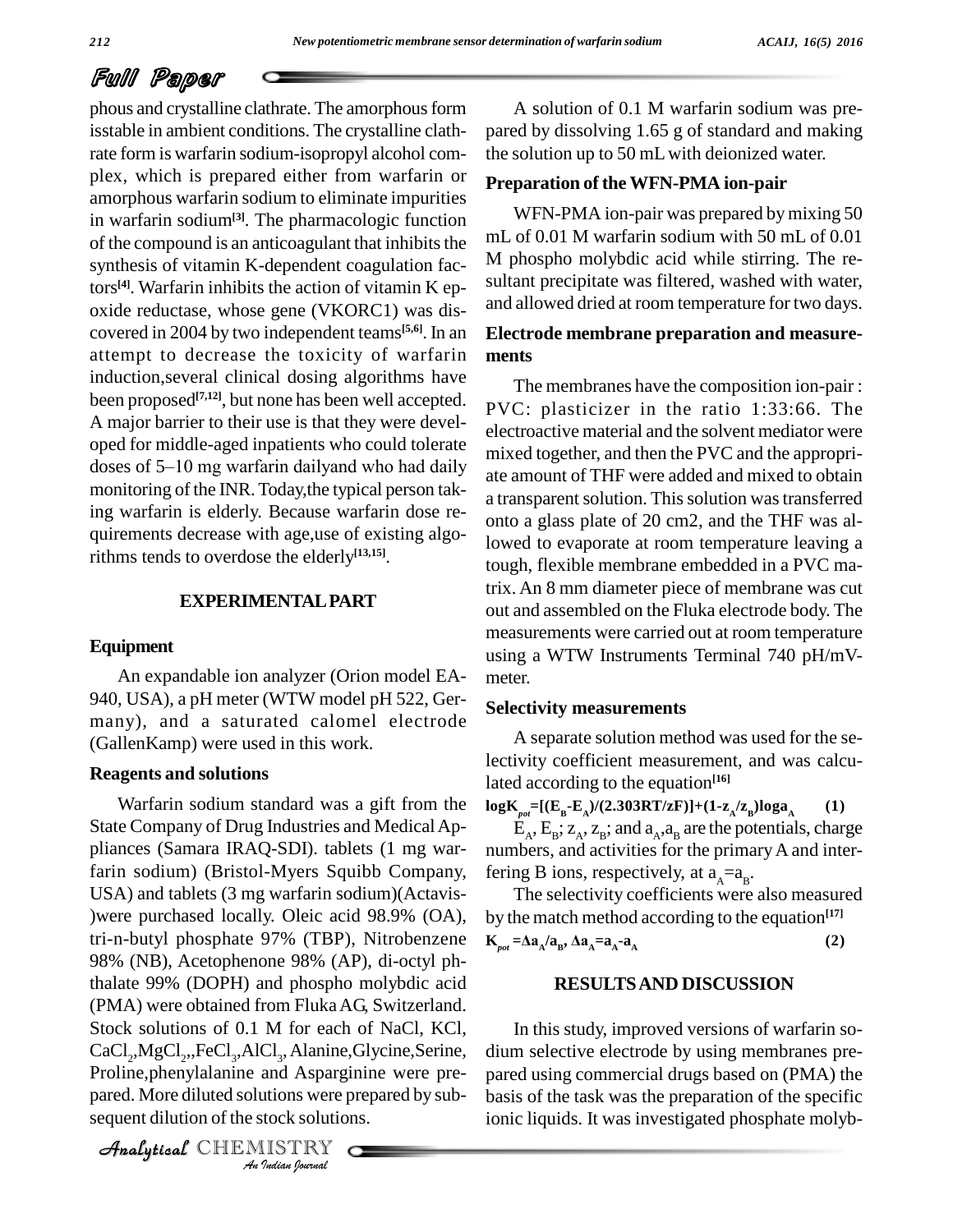phous and crystalline clathrate. The amorphous form isstable in ambient conditions. The crystalline clathrate form is warfarin sodium-isopropyl alcohol complex, which is prepared either from warfarin or amorphous warfarin sodium to eliminate impurities in warfarin sodium[3]. The pharmacologic function of the compound is an anticoagulant that inhibits the synthesis of vitamin K-dependent coagulation factors[4]. Warfarin inhibits the action of vitamin K epoxide reductase, whose gene (VKORC1) was discovered in 2004 by two independent teams[5,6]. In an attempt to decrease the toxicity of warfarin induction,several clinical dosing algorithms have been proposed[7,12], but none has been well accepted. A major barrier to their use is that they were developed for middle-aged inpatients who could tolerate doses of 5–10 mg warfarin dailyand who had daily monitoring of the INR. Today,the typical person taking warfarin is elderly. Because warfarin dose requirements decrease with age,use of existing algorithms tends to overdose the elderly[13,15].

## EXPERIMENTAL PART

### Equipment

An expandable ion analyzer (Orion model EA-940, USA), a pH meter (WTW model pH 522, Germany), and a saturated calomel electrode (GallenKamp) were used in this work.

### Reagents and solutions

Warfarin sodium standard was a gift from the State Company of Drug Industries and Medical Appliances (Samara IRAQ-SDI). tablets (1 mg warfarin sodium) (Bristol-Myers Squibb Company, USA) and tablets (3 mg warfarin sodium)(Actavis-)were purchased locally. Oleic acid 98.9% (OA), tri-n-butyl phosphate 97% (TBP), Nitrobenzene 98% (NB), Acetophenone 98% (AP), di-octyl phthalate 99% (DOPH) and phospho molybdic acid (PMA) were obtained from Fluka AG, Switzerland. Stock solutions of 0.1 M for each of NaCl, KCl, $CaCl_2$,$MgCl_2$,,$FeCl_3$,$AlCl_3$, Alanine,Glycine,Serine, Proline,phenylalanine and Asparginine were prepared. More diluted solutions were prepared by subsequent dilution of the stock solutions.

A solution of 0.1 M warfarin sodium was prepared by dissolving 1.65 g of standard and making the solution up to 50 mL with deionized water.

### Preparation of the WFN-PMA ion-pair

WFN-PMA ion-pair was prepared by mixing 50 mL of 0.01 M warfarin sodium with 50 mL of 0.01 M phospho molybdic acid while stirring. The resultant precipitate was filtered, washed with water, and allowed dried at room temperature for two days.

### Electrode membrane preparation and measurements

The membranes have the composition ion-pair : PVC: plasticizer in the ratio 1:33:66. The electroactive material and the solvent mediator were mixed together, and then the PVC and the appropriate amount of THF were added and mixed to obtain a transparent solution. This solution was transferred onto a glass plate of 20 cm2, and the THF was allowed to evaporate at room temperature leaving a tough, flexible membrane embedded in a PVC matrix. An 8 mm diameter piece of membrane was cut out and assembled on the Fluka electrode body. The measurements were carried out at room temperature using a WTW Instruments Terminal 740 pH/mV-meter.

### Selectivity measurements

A separate solution method was used for the selectivity coefficient measurement, and was calculated according to the equation[16]

$$\log K_{pot}=[(E_B-E_A)/(2.303RT/zF)]+(1-z_A/z_B)\log a_A \quad (1)$$

$E_A$, $E_B$; $z_A$, $z_B$; and $a_A$,$a_B$ are the potentials, charge numbers, and activities for the primary A and interfering B ions, respectively, at $a_A$=$a_B$.

The selectivity coefficients were also measured by the match method according to the equation[17]

$$K_{pot}=\Delta a_A/a_B,\ \Delta a_A=a_A-a_A \quad (2)$$

## RESULTS AND DISCUSSION

In this study, improved versions of warfarin sodium selective electrode by using membranes prepared using commercial drugs based on (PMA) the basis of the task was the preparation of the specific ionic liquids. It was investigated phosphate molyb-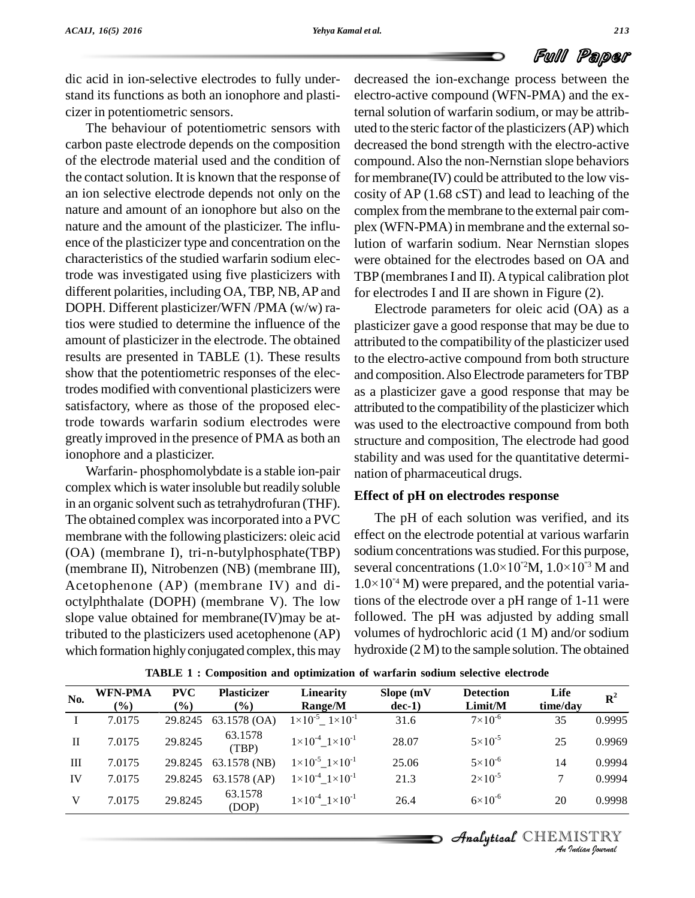dic acid in ion-selective electrodes to fully understand its functions as both an ionophore and plasticizer in potentiometric sensors.

The behaviour of potentiometric sensors with carbon paste electrode depends on the composition of the electrode material used and the condition of the contact solution. It is known that the response of an ion selective electrode depends not only on the nature and amount of an ionophore but also on the nature and the amount of the plasticizer. The influence of the plasticizer type and concentration on the characteristics of the studied warfarin sodium electrode was investigated using five plasticizers with different polarities, including OA, TBP, NB, AP and DOPH. Different plasticizer/WFN /PMA (w/w) ratios were studied to determine the influence of the amount of plasticizer in the electrode. The obtained results are presented in TABLE (1). These results show that the potentiometric responses of the electrodes modified with conventional plasticizers were satisfactory, where as those of the proposed electrode towards warfarin sodium electrodes were greatly improved in the presence of PMA as both an ionophore and a plasticizer.

Warfarin- phosphomolybdate is a stable ion-pair complex which is water insoluble but readily soluble in an organic solvent such as tetrahydrofuran (THF). The obtained complex was incorporated into a PVC membrane with the following plasticizers: oleic acid (OA) (membrane I), tri-n-butylphosphate(TBP) (membrane II), Nitrobenzen (NB) (membrane III), Acetophenone (AP) (membrane IV) and di-octylphthalate (DOPH) (membrane V). The low slope value obtained for membrane(IV)may be attributed to the plasticizers used acetophenone (AP) which formation highly conjugated complex, this may decreased the ion-exchange process between the electro-active compound (WFN-PMA) and the external solution of warfarin sodium, or may be attributed to the steric factor of the plasticizers (AP) which decreased the bond strength with the electro-active compound. Also the non-Nernstian slope behaviors for membrane(IV) could be attributed to the low viscosity of AP (1.68 cST) and lead to leaching of the complex from the membrane to the external pair complex (WFN-PMA) in membrane and the external solution of warfarin sodium. Near Nernstian slopes were obtained for the electrodes based on OA and TBP (membranes I and II). A typical calibration plot for electrodes I and II are shown in Figure (2).

Electrode parameters for oleic acid (OA) as a plasticizer gave a good response that may be due to attributed to the compatibility of the plasticizer used to the electro-active compound from both structure and composition. Also Electrode parameters for TBP as a plasticizer gave a good response that may be attributed to the compatibility of the plasticizer which was used to the electroactive compound from both structure and composition, The electrode had good stability and was used for the quantitative determination of pharmaceutical drugs.

## Effect of pH on electrodes response

The pH of each solution was verified, and its effect on the electrode potential at various warfarin sodium concentrations was studied. For this purpose, several concentrations ($1.0\times10^{-2}$M, $1.0\times10^{-3}$ M and $1.0\times10^{-4}$ M) were prepared, and the potential variations of the electrode over a pH range of 1-11 were followed. The pH was adjusted by adding small volumes of hydrochloric acid (1 M) and/or sodium hydroxide (2 M) to the sample solution. The obtained

**TABLE 1 : Composition and optimization of warfarin sodium selective electrode**

| No. | WFN-PMA (%) | PVC (%) | Plasticizer (%) | Linearity Range/M | Slope (mV dec-1) | Detection Limit/M | Life time/day | $R^2$ |
|---|---|---|---|---|---|---|---|---|
| I | 7.0175 | 29.8245 | 63.1578 (OA) | $1\times10^{-5}$ _ $1\times10^{-1}$ | 31.6 | $7\times10^{-6}$ | 35 | 0.9995 |
| II | 7.0175 | 29.8245 | 63.1578 (TBP) | $1\times10^{-4}$ _ $1\times10^{-1}$ | 28.07 | $5\times10^{-5}$ | 25 | 0.9969 |
| III | 7.0175 | 29.8245 | 63.1578 (NB) | $1\times10^{-5}$ _ $1\times10^{-1}$ | 25.06 | $5\times10^{-6}$ | 14 | 0.9994 |
| IV | 7.0175 | 29.8245 | 63.1578 (AP) | $1\times10^{-4}$ _ $1\times10^{-1}$ | 21.3 | $2\times10^{-5}$ | 7 | 0.9994 |
| V | 7.0175 | 29.8245 | 63.1578 (DOP) | $1\times10^{-4}$ _ $1\times10^{-1}$ | 26.4 | $6\times10^{-6}$ | 20 | 0.9998 |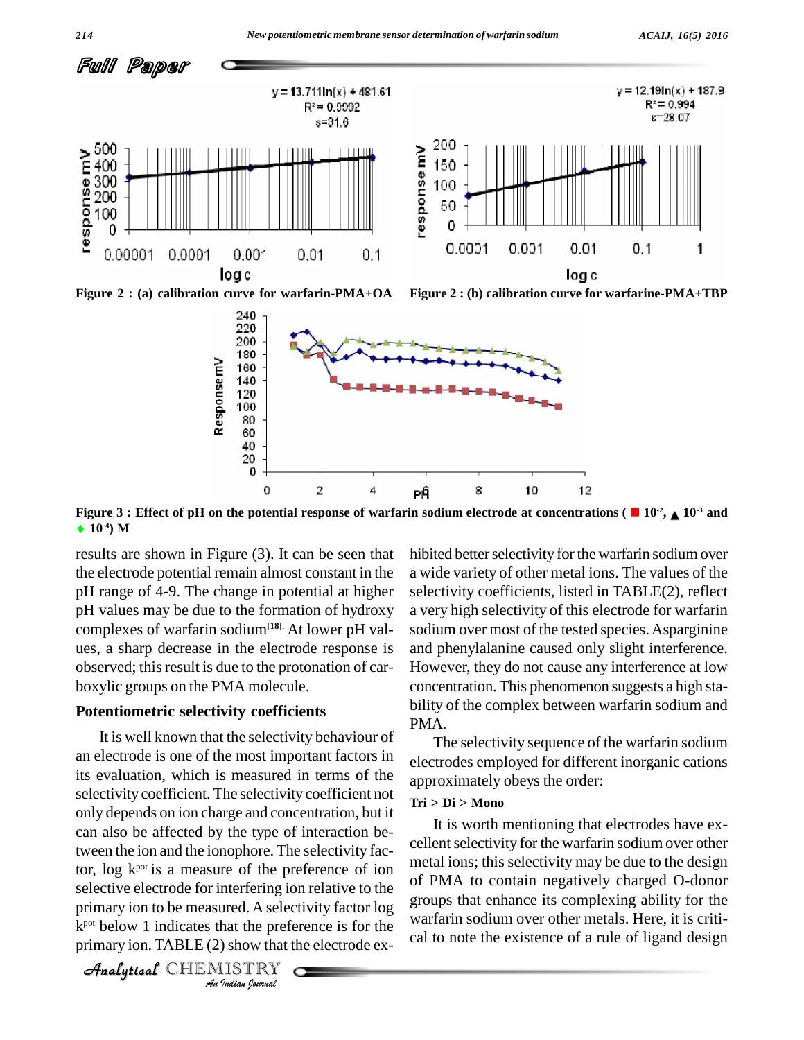Figure 2 : (a) calibration curve for warfarin-PMA+OA

Figure 2 : (b) calibration curve for warfarine-PMA+TBP

Figure 3 : Effect of pH on the potential response of warfarin sodium electrode at concentrations ( ■ $10^{-2}$, ▲ $10^{-3}$ and ♦ $10^{-4}$) M

results are shown in Figure (3). It can be seen that the electrode potential remain almost constant in the pH range of 4-9. The change in potential at higher pH values may be due to the formation of hydroxy complexes of warfarin sodium[18]. At lower pH values, a sharp decrease in the electrode response is observed; this result is due to the protonation of carboxylic groups on the PMA molecule.

### Potentiometric selectivity coefficients

It is well known that the selectivity behaviour of an electrode is one of the most important factors in its evaluation, which is measured in terms of the selectivity coefficient. The selectivity coefficient not only depends on ion charge and concentration, but it can also be affected by the type of interaction between the ion and the ionophore. The selectivity factor, log $k^{pot}$ is a measure of the preference of ion selective electrode for interfering ion relative to the primary ion to be measured. A selectivity factor log $k^{pot}$ below 1 indicates that the preference is for the primary ion. TABLE (2) show that the electrode exhibited better selectivity for the warfarin sodium over a wide variety of other metal ions. The values of the selectivity coefficients, listed in TABLE(2), reflect a very high selectivity of this electrode for warfarin sodium over most of the tested species. Asparginine and phenylalanine caused only slight interference. However, they do not cause any interference at low concentration. This phenomenon suggests a high stability of the complex between warfarin sodium and PMA.

The selectivity sequence of the warfarin sodium electrodes employed for different inorganic cations approximately obeys the order:

**Tri > Di > Mono**

It is worth mentioning that electrodes have excellent selectivity for the warfarin sodium over other metal ions; this selectivity may be due to the design of PMA to contain negatively charged O-donor groups that enhance its complexing ability for the warfarin sodium over other metals. Here, it is critical to note the existence of a rule of ligand design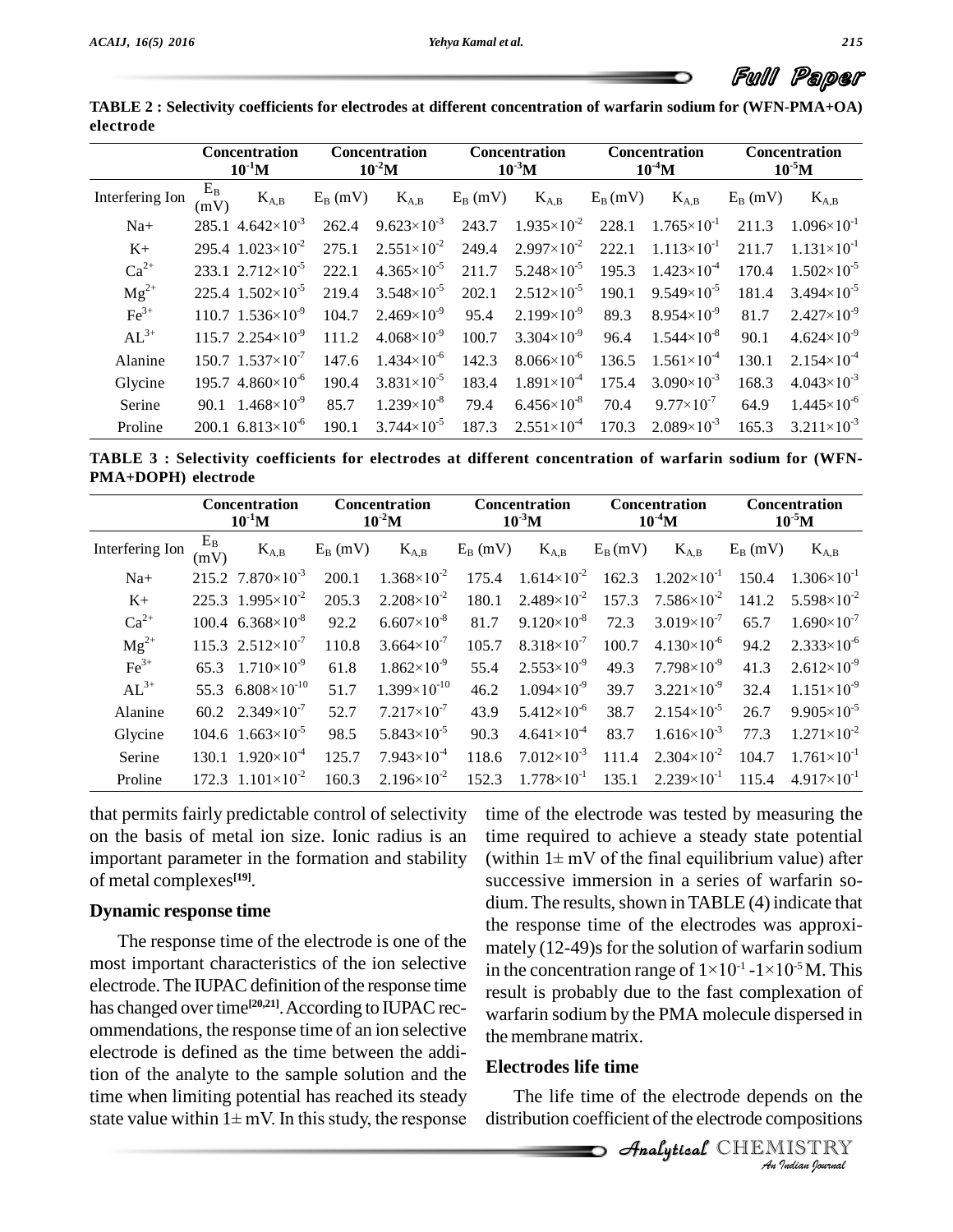**TABLE 2 : Selectivity coefficients for electrodes at different concentration of warfarin sodium for (WFN-PMA+OA) electrode**

| | Concentration $10^{-1}$M | | Concentration $10^{-2}$M | | Concentration $10^{-3}$M | | Concentration $10^{-4}$M | | Concentration $10^{-5}$M | |
|---|---|---|---|---|---|---|---|---|---|---|
| Interfering Ion | $E_B$ (mV) | $K_{A,B}$ | $E_B$ (mV) | $K_{A,B}$ | $E_B$ (mV) | $K_{A,B}$ | $E_B$ (mV) | $K_{A,B}$ | $E_B$ (mV) | $K_{A,B}$ |
| Na+ | 285.1 | $4.642\times10^{-3}$ | 262.4 | $9.623\times10^{-3}$ | 243.7 | $1.935\times10^{-2}$ | 228.1 | $1.765\times10^{-1}$ | 211.3 | $1.096\times10^{-1}$ |
| K+ | 295.4 | $1.023\times10^{-2}$ | 275.1 | $2.551\times10^{-2}$ | 249.4 | $2.997\times10^{-2}$ | 222.1 | $1.113\times10^{-1}$ | 211.7 | $1.131\times10^{-1}$ |
| $Ca^{2+}$ | 233.1 | $2.712\times10^{-5}$ | 222.1 | $4.365\times10^{-5}$ | 211.7 | $5.248\times10^{-5}$ | 195.3 | $1.423\times10^{-4}$ | 170.4 | $1.502\times10^{-5}$ |
| $Mg^{2+}$ | 225.4 | $1.502\times10^{-5}$ | 219.4 | $3.548\times10^{-5}$ | 202.1 | $2.512\times10^{-5}$ | 190.1 | $9.549\times10^{-5}$ | 181.4 | $3.494\times10^{-5}$ |
| $Fe^{3+}$ | 110.7 | $1.536\times10^{-9}$ | 104.7 | $2.469\times10^{-9}$ | 95.4 | $2.199\times10^{-9}$ | 89.3 | $8.954\times10^{-9}$ | 81.7 | $2.427\times10^{-9}$ |
| $AL^{3+}$ | 115.7 | $2.254\times10^{-9}$ | 111.2 | $4.068\times10^{-9}$ | 100.7 | $3.304\times10^{-9}$ | 96.4 | $1.544\times10^{-8}$ | 90.1 | $4.624\times10^{-9}$ |
| Alanine | 150.7 | $1.537\times10^{-7}$ | 147.6 | $1.434\times10^{-6}$ | 142.3 | $8.066\times10^{-6}$ | 136.5 | $1.561\times10^{-4}$ | 130.1 | $2.154\times10^{-4}$ |
| Glycine | 195.7 | $4.860\times10^{-6}$ | 190.4 | $3.831\times10^{-5}$ | 183.4 | $1.891\times10^{-4}$ | 175.4 | $3.090\times10^{-3}$ | 168.3 | $4.043\times10^{-3}$ |
| Serine | 90.1 | $1.468\times10^{-9}$ | 85.7 | $1.239\times10^{-8}$ | 79.4 | $6.456\times10^{-8}$ | 70.4 | $9.77\times10^{-7}$ | 64.9 | $1.445\times10^{-6}$ |
| Proline | 200.1 | $6.813\times10^{-6}$ | 190.1 | $3.744\times10^{-5}$ | 187.3 | $2.551\times10^{-4}$ | 170.3 | $2.089\times10^{-3}$ | 165.3 | $3.211\times10^{-3}$ |

**TABLE 3 : Selectivity coefficients for electrodes at different concentration of warfarin sodium for (WFN-PMA+DOPH) electrode**

| | Concentration $10^{-1}$M | | Concentration $10^{-2}$M | | Concentration $10^{-3}$M | | Concentration $10^{-4}$M | | Concentration $10^{-5}$M | |
|---|---|---|---|---|---|---|---|---|---|---|
| Interfering Ion | $E_B$ (mV) | $K_{A,B}$ | $E_B$ (mV) | $K_{A,B}$ | $E_B$ (mV) | $K_{A,B}$ | $E_B$ (mV) | $K_{A,B}$ | $E_B$ (mV) | $K_{A,B}$ |
| Na+ | 215.2 | $7.870\times10^{-3}$ | 200.1 | $1.368\times10^{-2}$ | 175.4 | $1.614\times10^{-2}$ | 162.3 | $1.202\times10^{-1}$ | 150.4 | $1.306\times10^{-1}$ |
| K+ | 225.3 | $1.995\times10^{-2}$ | 205.3 | $2.208\times10^{-2}$ | 180.1 | $2.489\times10^{-2}$ | 157.3 | $7.586\times10^{-2}$ | 141.2 | $5.598\times10^{-2}$ |
| $Ca^{2+}$ | 100.4 | $6.368\times10^{-8}$ | 92.2 | $6.607\times10^{-8}$ | 81.7 | $9.120\times10^{-8}$ | 72.3 | $3.019\times10^{-7}$ | 65.7 | $1.690\times10^{-7}$ |
| $Mg^{2+}$ | 115.3 | $2.512\times10^{-7}$ | 110.8 | $3.664\times10^{-7}$ | 105.7 | $8.318\times10^{-7}$ | 100.7 | $4.130\times10^{-6}$ | 94.2 | $2.333\times10^{-6}$ |
| $Fe^{3+}$ | 65.3 | $1.710\times10^{-9}$ | 61.8 | $1.862\times10^{-9}$ | 55.4 | $2.553\times10^{-9}$ | 49.3 | $7.798\times10^{-9}$ | 41.3 | $2.612\times10^{-9}$ |
| $AL^{3+}$ | 55.3 | $6.808\times10^{-10}$ | 51.7 | $1.399\times10^{-10}$ | 46.2 | $1.094\times10^{-9}$ | 39.7 | $3.221\times10^{-9}$ | 32.4 | $1.151\times10^{-9}$ |
| Alanine | 60.2 | $2.349\times10^{-7}$ | 52.7 | $7.217\times10^{-7}$ | 43.9 | $5.412\times10^{-6}$ | 38.7 | $2.154\times10^{-5}$ | 26.7 | $9.905\times10^{-5}$ |
| Glycine | 104.6 | $1.663\times10^{-5}$ | 98.5 | $5.843\times10^{-5}$ | 90.3 | $4.641\times10^{-4}$ | 83.7 | $1.616\times10^{-3}$ | 77.3 | $1.271\times10^{-2}$ |
| Serine | 130.1 | $1.920\times10^{-4}$ | 125.7 | $7.943\times10^{-4}$ | 118.6 | $7.012\times10^{-3}$ | 111.4 | $2.304\times10^{-2}$ | 104.7 | $1.761\times10^{-1}$ |
| Proline | 172.3 | $1.101\times10^{-2}$ | 160.3 | $2.196\times10^{-2}$ | 152.3 | $1.778\times10^{-1}$ | 135.1 | $2.239\times10^{-1}$ | 115.4 | $4.917\times10^{-1}$ |

that permits fairly predictable control of selectivity on the basis of metal ion size. Ionic radius is an important parameter in the formation and stability of metal complexes[19].

## Dynamic response time

The response time of the electrode is one of the most important characteristics of the ion selective electrode. The IUPAC definition of the response time has changed over time[20,21]. According to IUPAC recommendations, the response time of an ion selective electrode is defined as the time between the addition of the analyte to the sample solution and the time when limiting potential has reached its steady state value within 1± mV. In this study, the response time of the electrode was tested by measuring the time required to achieve a steady state potential (within 1± mV of the final equilibrium value) after successive immersion in a series of warfarin sodium. The results, shown in TABLE (4) indicate that the response time of the electrodes was approximately (12-49)s for the solution of warfarin sodium in the concentration range of $1\times10^{-1}$ - $1\times10^{-5}$ M. This result is probably due to the fast complexation of warfarin sodium by the PMA molecule dispersed in the membrane matrix.

## Electrodes life time

The life time of the electrode depends on the distribution coefficient of the electrode compositions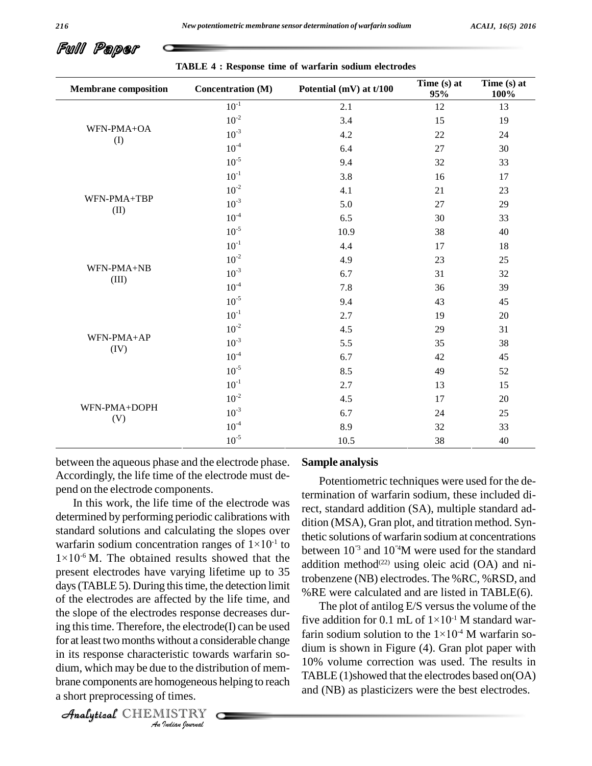**TABLE 4 : Response time of warfarin sodium electrodes**

| Membrane composition | Concentration (M) | Potential (mV) at t/100 | Time (s) at 95% | Time (s) at 100% |
|---|---|---|---|---|
| WFN-PMA+OA (I) | $10^{-1}$ | 2.1 | 12 | 13 |
| | $10^{-2}$ | 3.4 | 15 | 19 |
| | $10^{-3}$ | 4.2 | 22 | 24 |
| | $10^{-4}$ | 6.4 | 27 | 30 |
| | $10^{-5}$ | 9.4 | 32 | 33 |
| WFN-PMA+TBP (II) | $10^{-1}$ | 3.8 | 16 | 17 |
| | $10^{-2}$ | 4.1 | 21 | 23 |
| | $10^{-3}$ | 5.0 | 27 | 29 |
| | $10^{-4}$ | 6.5 | 30 | 33 |
| | $10^{-5}$ | 10.9 | 38 | 40 |
| WFN-PMA+NB (III) | $10^{-1}$ | 4.4 | 17 | 18 |
| | $10^{-2}$ | 4.9 | 23 | 25 |
| | $10^{-3}$ | 6.7 | 31 | 32 |
| | $10^{-4}$ | 7.8 | 36 | 39 |
| | $10^{-5}$ | 9.4 | 43 | 45 |
| WFN-PMA+AP (IV) | $10^{-1}$ | 2.7 | 19 | 20 |
| | $10^{-2}$ | 4.5 | 29 | 31 |
| | $10^{-3}$ | 5.5 | 35 | 38 |
| | $10^{-4}$ | 6.7 | 42 | 45 |
| | $10^{-5}$ | 8.5 | 49 | 52 |
| WFN-PMA+DOPH (V) | $10^{-1}$ | 2.7 | 13 | 15 |
| | $10^{-2}$ | 4.5 | 17 | 20 |
| | $10^{-3}$ | 6.7 | 24 | 25 |
| | $10^{-4}$ | 8.9 | 32 | 33 |
| | $10^{-5}$ | 10.5 | 38 | 40 |

between the aqueous phase and the electrode phase. Accordingly, the life time of the electrode must depend on the electrode components.

In this work, the life time of the electrode was determined by performing periodic calibrations with standard solutions and calculating the slopes over warfarin sodium concentration ranges of $1\times10^{-1}$ to $1\times10^{-6}$ M. The obtained results showed that the present electrodes have varying lifetime up to 35 days (TABLE 5). During this time, the detection limit of the electrodes are affected by the life time, and the slope of the electrodes response decreases during this time. Therefore, the electrode(I) can be used for at least two months without a considerable change in its response characteristic towards warfarin sodium, which may be due to the distribution of membrane components are homogeneous helping to reach a short preprocessing of times.

**Sample analysis**

Potentiometric techniques were used for the determination of warfarin sodium, these included direct, standard addition (SA), multiple standard addition (MSA), Gran plot, and titration method. Synthetic solutions of warfarin sodium at concentrations between $10^{-3}$ and $10^{-4}$M were used for the standard addition method[22] using oleic acid (OA) and nitrobenzene (NB) electrodes. The %RC, %RSD, and %RE were calculated and are listed in TABLE(6).

The plot of antilog E/S versus the volume of the five addition for 0.1 mL of $1\times10^{-1}$ M standard warfarin sodium solution to the $1\times10^{-4}$ M warfarin sodium is shown in Figure (4). Gran plot paper with 10% volume correction was used. The results in TABLE (1)showed that the electrodes based on(OA) and (NB) as plasticizers were the best electrodes.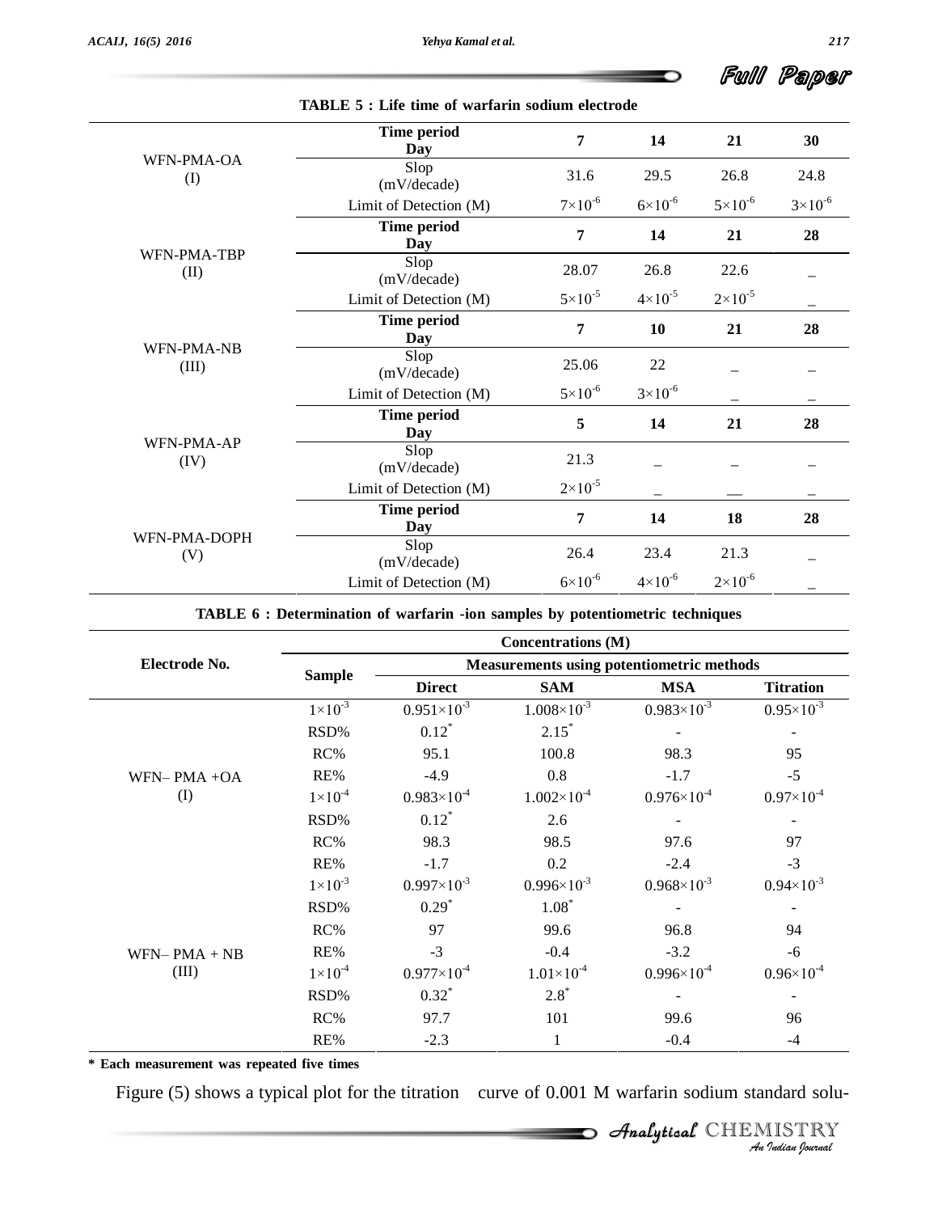**TABLE 5 : Life time of warfarin sodium electrode**

| Electrode | | | | | |
|---|---|---|---|---|---|
| WFN-PMA-OA (I) | **Time period Day** | **7** | **14** | **21** | **30** |
| | Slop (mV/decade) | 31.6 | 29.5 | 26.8 | 24.8 |
| | Limit of Detection (M) | $7\times10^{-6}$ | $6\times10^{-6}$ | $5\times10^{-6}$ | $3\times10^{-6}$ |
| WFN-PMA-TBP (II) | **Time period Day** | **7** | **14** | **21** | **28** |
| | Slop (mV/decade) | 28.07 | 26.8 | 22.6 | – |
| | Limit of Detection (M) | $5\times10^{-5}$ | $4\times10^{-5}$ | $2\times10^{-5}$ | – |
| WFN-PMA-NB (III) | **Time period Day** | **7** | **10** | **21** | **28** |
| | Slop (mV/decade) | 25.06 | 22 | – | – |
| | Limit of Detection (M) | $5\times10^{-6}$ | $3\times10^{-6}$ | – | – |
| WFN-PMA-AP (IV) | **Time period Day** | **5** | **14** | **21** | **28** |
| | Slop (mV/decade) | 21.3 | – | – | – |
| | Limit of Detection (M) | $2\times10^{-5}$ | – | — | – |
| WFN-PMA-DOPH (V) | **Time period Day** | **7** | **14** | **18** | **28** |
| | Slop (mV/decade) | 26.4 | 23.4 | 21.3 | – |
| | Limit of Detection (M) | $6\times10^{-6}$ | $4\times10^{-6}$ | $2\times10^{-6}$ | – |

**TABLE 6 : Determination of warfarin -ion samples by potentiometric techniques**

| Electrode No. | Concentrations (M) | | | | |
|---|---|---|---|---|---|
| | Sample | Measurements using potentiometric methods | | | |
| | | Direct | SAM | MSA | Titration |
| WFN– PMA +OA (I) | $1\times10^{-3}$ | $0.951\times10^{-3}$ | $1.008\times10^{-3}$ | $0.983\times10^{-3}$ | $0.95\times10^{-3}$ |
| | RSD% | 0.12* | 2.15* | - | - |
| | RC% | 95.1 | 100.8 | 98.3 | 95 |
| | RE% | -4.9 | 0.8 | -1.7 | -5 |
| | $1\times10^{-4}$ | $0.983\times10^{-4}$ | $1.002\times10^{-4}$ | $0.976\times10^{-4}$ | $0.97\times10^{-4}$ |
| | RSD% | 0.12* | 2.6 | - | - |
| | RC% | 98.3 | 98.5 | 97.6 | 97 |
| | RE% | -1.7 | 0.2 | -2.4 | -3 |
| WFN– PMA + NB (III) | $1\times10^{-3}$ | $0.997\times10^{-3}$ | $0.996\times10^{-3}$ | $0.968\times10^{-3}$ | $0.94\times10^{-3}$ |
| | RSD% | 0.29* | 1.08* | - | - |
| | RC% | 97 | 99.6 | 96.8 | 94 |
| | RE% | -3 | -0.4 | -3.2 | -6 |
| | $1\times10^{-4}$ | $0.977\times10^{-4}$ | $1.01\times10^{-4}$ | $0.996\times10^{-4}$ | $0.96\times10^{-4}$ |
| | RSD% | 0.32* | 2.8* | - | - |
| | RC% | 97.7 | 101 | 99.6 | 96 |
| | RE% | -2.3 | 1 | -0.4 | -4 |

**\* Each measurement was repeated five times**

Figure (5) shows a typical plot for the titration curve of 0.001 M warfarin sodium standard solu-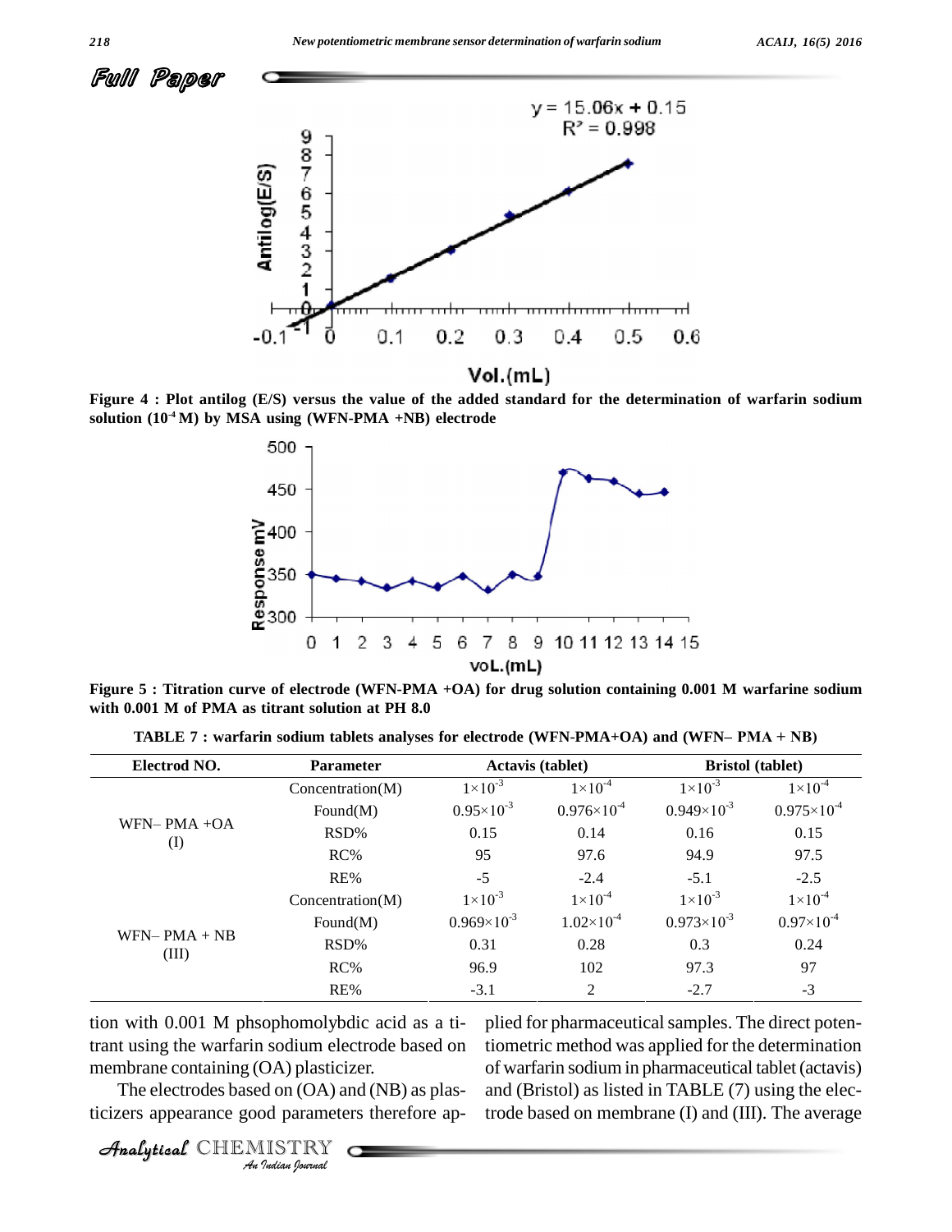Figure 4 : Plot antilog (E/S) versus the value of the added standard for the determination of warfarin sodium solution ($10^{-4}$ M) by MSA using (WFN-PMA +NB) electrode

Figure 5 : Titration curve of electrode (WFN-PMA +OA) for drug solution containing 0.001 M warfarine sodium with 0.001 M of PMA as titrant solution at PH 8.0

TABLE 7 : warfarin sodium tablets analyses for electrode (WFN-PMA+OA) and (WFN– PMA + NB)

| Electrod NO. | Parameter | Actavis (tablet) | | Bristol (tablet) | |
|---|---|---|---|---|---|
| WFN– PMA +OA (I) | Concentration(M) | $1\times10^{-3}$ | $1\times10^{-4}$ | $1\times10^{-3}$ | $1\times10^{-4}$ |
| | Found(M) | $0.95\times10^{-3}$ | $0.976\times10^{-4}$ | $0.949\times10^{-3}$ | $0.975\times10^{-4}$ |
| | RSD% | 0.15 | 0.14 | 0.16 | 0.15 |
| | RC% | 95 | 97.6 | 94.9 | 97.5 |
| | RE% | -5 | -2.4 | -5.1 | -2.5 |
| WFN– PMA + NB (III) | Concentration(M) | $1\times10^{-3}$ | $1\times10^{-4}$ | $1\times10^{-3}$ | $1\times10^{-4}$ |
| | Found(M) | $0.969\times10^{-3}$ | $1.02\times10^{-4}$ | $0.973\times10^{-3}$ | $0.97\times10^{-4}$ |
| | RSD% | 0.31 | 0.28 | 0.3 | 0.24 |
| | RC% | 96.9 | 102 | 97.3 | 97 |
| | RE% | -3.1 | 2 | -2.7 | -3 |

tion with 0.001 M phsophomolybdic acid as a titrant using the warfarin sodium electrode based on membrane containing (OA) plasticizer.

The electrodes based on (OA) and (NB) as plasticizers appearance good parameters therefore applied for pharmaceutical samples. The direct potentiometric method was applied for the determination of warfarin sodium in pharmaceutical tablet (actavis) and (Bristol) as listed in TABLE (7) using the electrode based on membrane (I) and (III). The average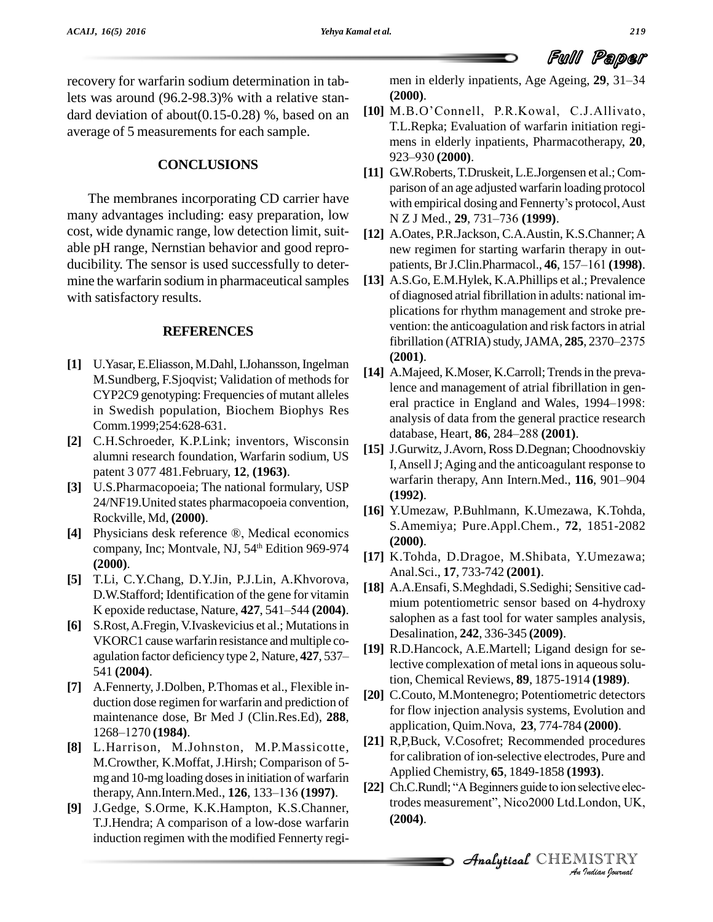recovery for warfarin sodium determination in tablets was around (96.2-98.3)% with a relative standard deviation of about(0.15-0.28) %, based on an average of 5 measurements for each sample.

## CONCLUSIONS

The membranes incorporating CD carrier have many advantages including: easy preparation, low cost, wide dynamic range, low detection limit, suitable pH range, Nernstian behavior and good reproducibility. The sensor is used successfully to determine the warfarin sodium in pharmaceutical samples with satisfactory results.

## REFERENCES

**[1]** U.Yasar, E.Eliasson, M.Dahl, I.Johansson, Ingelman M.Sundberg, F.Sjoqvist; Validation of methods for CYP2C9 genotyping: Frequencies of mutant alleles in Swedish population, Biochem Biophys Res Comm.1999;254:628-631.

**[2]** C.H.Schroeder, K.P.Link; inventors, Wisconsin alumni research foundation, Warfarin sodium, US patent 3 077 481.February, **12**, **(1963)**.

**[3]** U.S.Pharmacopoeia; The national formulary, USP 24/NF19.United states pharmacopoeia convention, Rockville, Md, **(2000)**.

**[4]** Physicians desk reference ®, Medical economics company, Inc; Montvale, NJ, 54th Edition 969-974 **(2000)**.

**[5]** T.Li, C.Y.Chang, D.Y.Jin, P.J.Lin, A.Khvorova, D.W.Stafford; Identification of the gene for vitamin K epoxide reductase, Nature, **427**, 541–544 **(2004)**.

**[6]** S.Rost, A.Fregin, V.Ivaskevicius et al.; Mutations in VKORC1 cause warfarin resistance and multiple coagulation factor deficiency type 2, Nature, **427**, 537–541 **(2004)**.

**[7]** A.Fennerty, J.Dolben, P.Thomas et al., Flexible induction dose regimen for warfarin and prediction of maintenance dose, Br Med J (Clin.Res.Ed), **288**, 1268–1270 **(1984)**.

**[8]** L.Harrison, M.Johnston, M.P.Massicotte, M.Crowther, K.Moffat, J.Hirsh; Comparison of 5-mg and 10-mg loading doses in initiation of warfarin therapy, Ann.Intern.Med., **126**, 133–136 **(1997)**.

**[9]** J.Gedge, S.Orme, K.K.Hampton, K.S.Channer, T.J.Hendra; A comparison of a low-dose warfarin induction regimen with the modified Fennerty regimen in elderly inpatients, Age Ageing, **29**, 31–34 **(2000)**.

**[10]** M.B.O'Connell, P.R.Kowal, C.J.Allivato, T.L.Repka; Evaluation of warfarin initiation regimens in elderly inpatients, Pharmacotherapy, **20**, 923–930 **(2000)**.

**[11]** G.W.Roberts, T.Druskeit, L.E.Jorgensen et al.; Comparison of an age adjusted warfarin loading protocol with empirical dosing and Fennerty's protocol, Aust N Z J Med., **29**, 731–736 **(1999)**.

**[12]** A.Oates, P.R.Jackson, C.A.Austin, K.S.Channer; A new regimen for starting warfarin therapy in outpatients, Br J.Clin.Pharmacol., **46**, 157–161 **(1998)**.

**[13]** A.S.Go, E.M.Hylek, K.A.Phillips et al.; Prevalence of diagnosed atrial fibrillation in adults: national implications for rhythm management and stroke prevention: the anticoagulation and risk factors in atrial fibrillation (ATRIA) study, JAMA, **285**, 2370–2375 **(2001)**.

**[14]** A.Majeed, K.Moser, K.Carroll; Trends in the prevalence and management of atrial fibrillation in general practice in England and Wales, 1994–1998: analysis of data from the general practice research database, Heart, **86**, 284–288 **(2001)**.

**[15]** J.Gurwitz, J.Avorn, Ross D.Degnan; Choodnovskiy I, Ansell J; Aging and the anticoagulant response to warfarin therapy, Ann Intern.Med., **116**, 901–904 **(1992)**.

**[16]** Y.Umezaw, P.Buhlmann, K.Umezawa, K.Tohda, S.Amemiya; Pure.Appl.Chem., **72**, 1851-2082 **(2000)**.

**[17]** K.Tohda, D.Dragoe, M.Shibata, Y.Umezawa; Anal.Sci., **17**, 733-742 **(2001)**.

**[18]** A.A.Ensafi, S.Meghdadi, S.Sedighi; Sensitive cadmium potentiometric sensor based on 4-hydroxy salophen as a fast tool for water samples analysis, Desalination, **242**, 336-345 **(2009)**.

**[19]** R.D.Hancock, A.E.Martell; Ligand design for selective complexation of metal ions in aqueous solution, Chemical Reviews, **89**, 1875-1914 **(1989)**.

**[20]** C.Couto, M.Montenegro; Potentiometric detectors for flow injection analysis systems, Evolution and application, Quim.Nova, **23**, 774-784 **(2000)**.

**[21]** R,P,Buck, V.Cosofret; Recommended procedures for calibration of ion-selective electrodes, Pure and Applied Chemistry, **65**, 1849-1858 **(1993)**.

**[22]** Ch.C.Rundl; "A Beginners guide to ion selective electrodes measurement", Nico2000 Ltd.London, UK, **(2004)**.